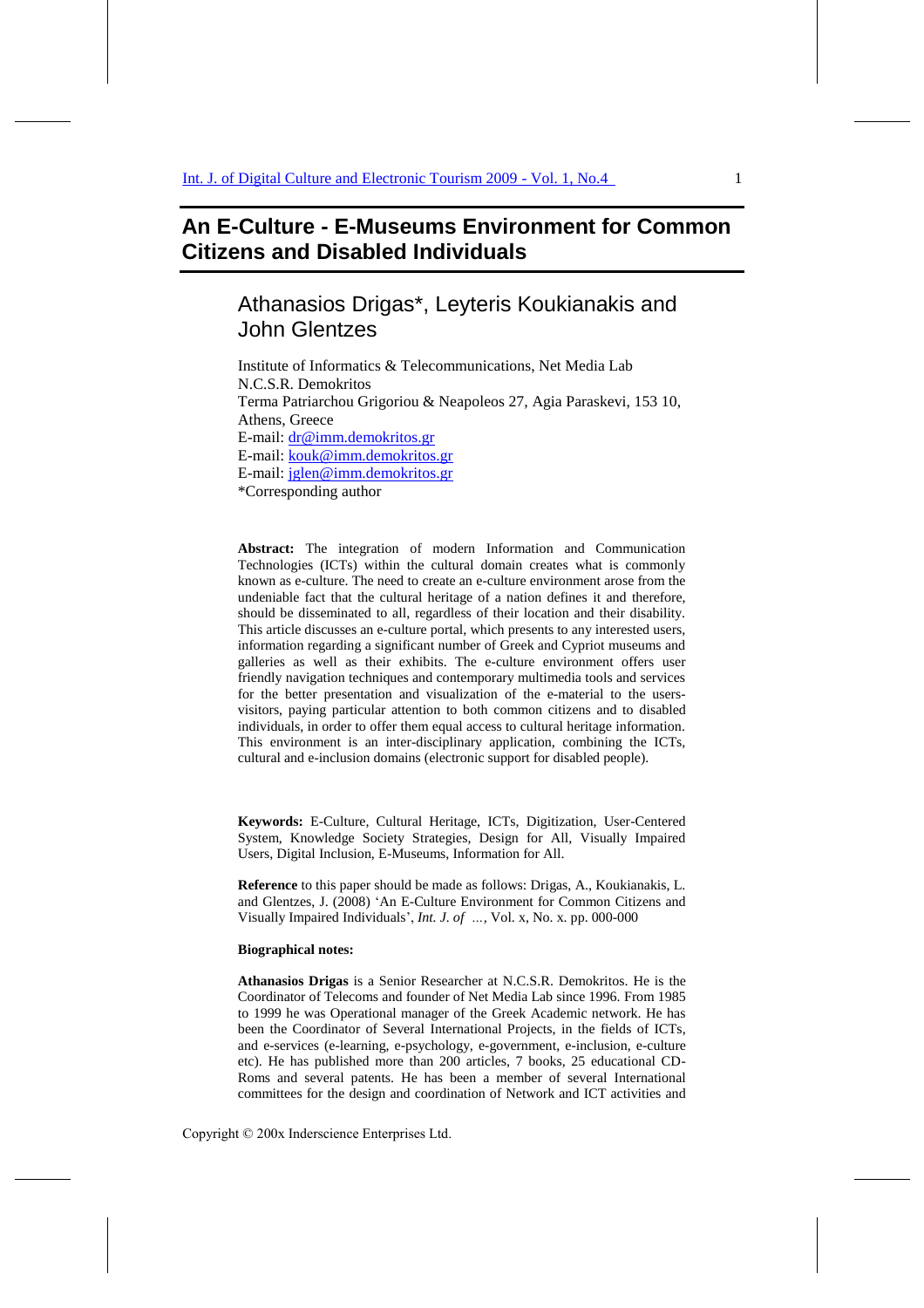# An E-Culture - E-Museums Environment for Common Citizens and Disabled Individuals

## Athanasios Drigas*, Leyteris Koukianakis and John Glentzes

Institute of Informatics & Telecommunications, Net Media Lab
N.C.S.R. Demokritos
Terma Patriarchou Grigoriou & Neapoleos 27, Agia Paraskevi, 153 10, Athens, Greece
E-mail: dr@imm.demokritos.gr
E-mail: kouk@imm.demokritos.gr
E-mail: jglen@imm.demokritos.gr
*Corresponding author

**Abstract:** The integration of modern Information and Communication Technologies (ICTs) within the cultural domain creates what is commonly known as e-culture. The need to create an e-culture environment arose from the undeniable fact that the cultural heritage of a nation defines it and therefore, should be disseminated to all, regardless of their location and their disability. This article discusses an e-culture portal, which presents to any interested users, information regarding a significant number of Greek and Cypriot museums and galleries as well as their exhibits. The e-culture environment offers user friendly navigation techniques and contemporary multimedia tools and services for the better presentation and visualization of the e-material to the users-visitors, paying particular attention to both common citizens and to disabled individuals, in order to offer them equal access to cultural heritage information. This environment is an inter-disciplinary application, combining the ICTs, cultural and e-inclusion domains (electronic support for disabled people).

**Keywords:** E-Culture, Cultural Heritage, ICTs, Digitization, User-Centered System, Knowledge Society Strategies, Design for All, Visually Impaired Users, Digital Inclusion, E-Museums, Information for All.

**Reference** to this paper should be made as follows: Drigas, A., Koukianakis, L. and Glentzes, J. (2008) 'An E-Culture Environment for Common Citizens and Visually Impaired Individuals', *Int. J. of …*, Vol. x, No. x. pp. 000-000

**Biographical notes:**

**Athanasios Drigas** is a Senior Researcher at N.C.S.R. Demokritos. He is the Coordinator of Telecoms and founder of Net Media Lab since 1996. From 1985 to 1999 he was Operational manager of the Greek Academic network. He has been the Coordinator of Several International Projects, in the fields of ICTs, and e-services (e-learning, e-psychology, e-government, e-inclusion, e-culture etc). He has published more than 200 articles, 7 books, 25 educational CD-Roms and several patents. He has been a member of several International committees for the design and coordination of Network and ICT activities and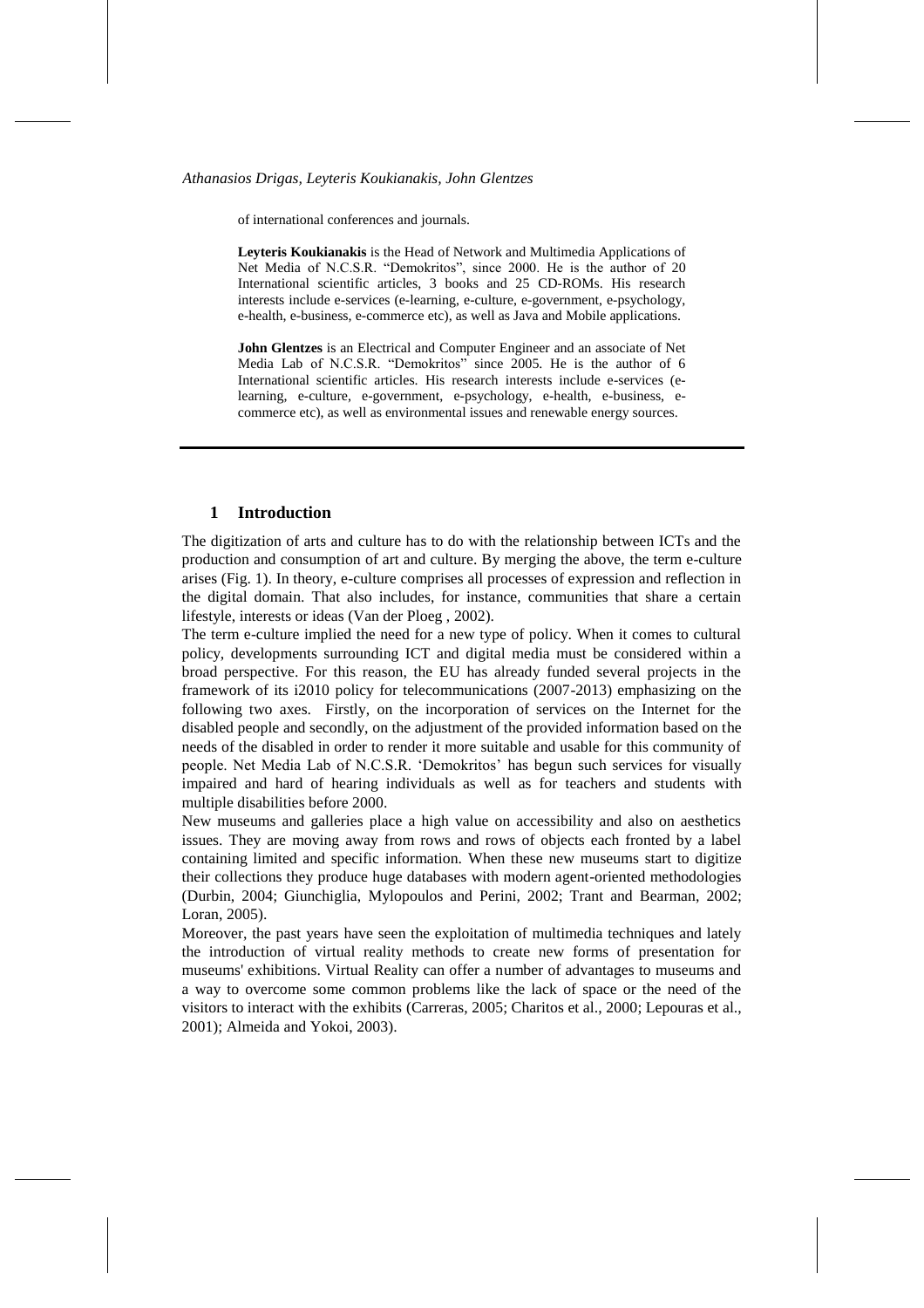of international conferences and journals.

**Leyteris Koukianakis** is the Head of Network and Multimedia Applications of Net Media of N.C.S.R. "Demokritos", since 2000. He is the author of 20 International scientific articles, 3 books and 25 CD-ROMs. His research interests include e-services (e-learning, e-culture, e-government, e-psychology, e-health, e-business, e-commerce etc), as well as Java and Mobile applications.

**John Glentzes** is an Electrical and Computer Engineer and an associate of Net Media Lab of N.C.S.R. "Demokritos" since 2005. He is the author of 6 International scientific articles. His research interests include e-services (e-learning, e-culture, e-government, e-psychology, e-health, e-business, e-commerce etc), as well as environmental issues and renewable energy sources.

## 1 Introduction

The digitization of arts and culture has to do with the relationship between ICTs and the production and consumption of art and culture. By merging the above, the term e-culture arises (Fig. 1). In theory, e-culture comprises all processes of expression and reflection in the digital domain. That also includes, for instance, communities that share a certain lifestyle, interests or ideas (Van der Ploeg , 2002).

The term e-culture implied the need for a new type of policy. When it comes to cultural policy, developments surrounding ICT and digital media must be considered within a broad perspective. For this reason, the EU has already funded several projects in the framework of its i2010 policy for telecommunications (2007-2013) emphasizing on the following two axes. Firstly, on the incorporation of services on the Internet for the disabled people and secondly, on the adjustment of the provided information based on the needs of the disabled in order to render it more suitable and usable for this community of people. Net Media Lab of N.C.S.R. 'Demokritos' has begun such services for visually impaired and hard of hearing individuals as well as for teachers and students with multiple disabilities before 2000.

New museums and galleries place a high value on accessibility and also on aesthetics issues. They are moving away from rows and rows of objects each fronted by a label containing limited and specific information. When these new museums start to digitize their collections they produce huge databases with modern agent-oriented methodologies (Durbin, 2004; Giunchiglia, Mylopoulos and Perini, 2002; Trant and Bearman, 2002; Loran, 2005).

Moreover, the past years have seen the exploitation of multimedia techniques and lately the introduction of virtual reality methods to create new forms of presentation for museums' exhibitions. Virtual Reality can offer a number of advantages to museums and a way to overcome some common problems like the lack of space or the need of the visitors to interact with the exhibits (Carreras, 2005; Charitos et al., 2000; Lepouras et al., 2001); Almeida and Yokoi, 2003).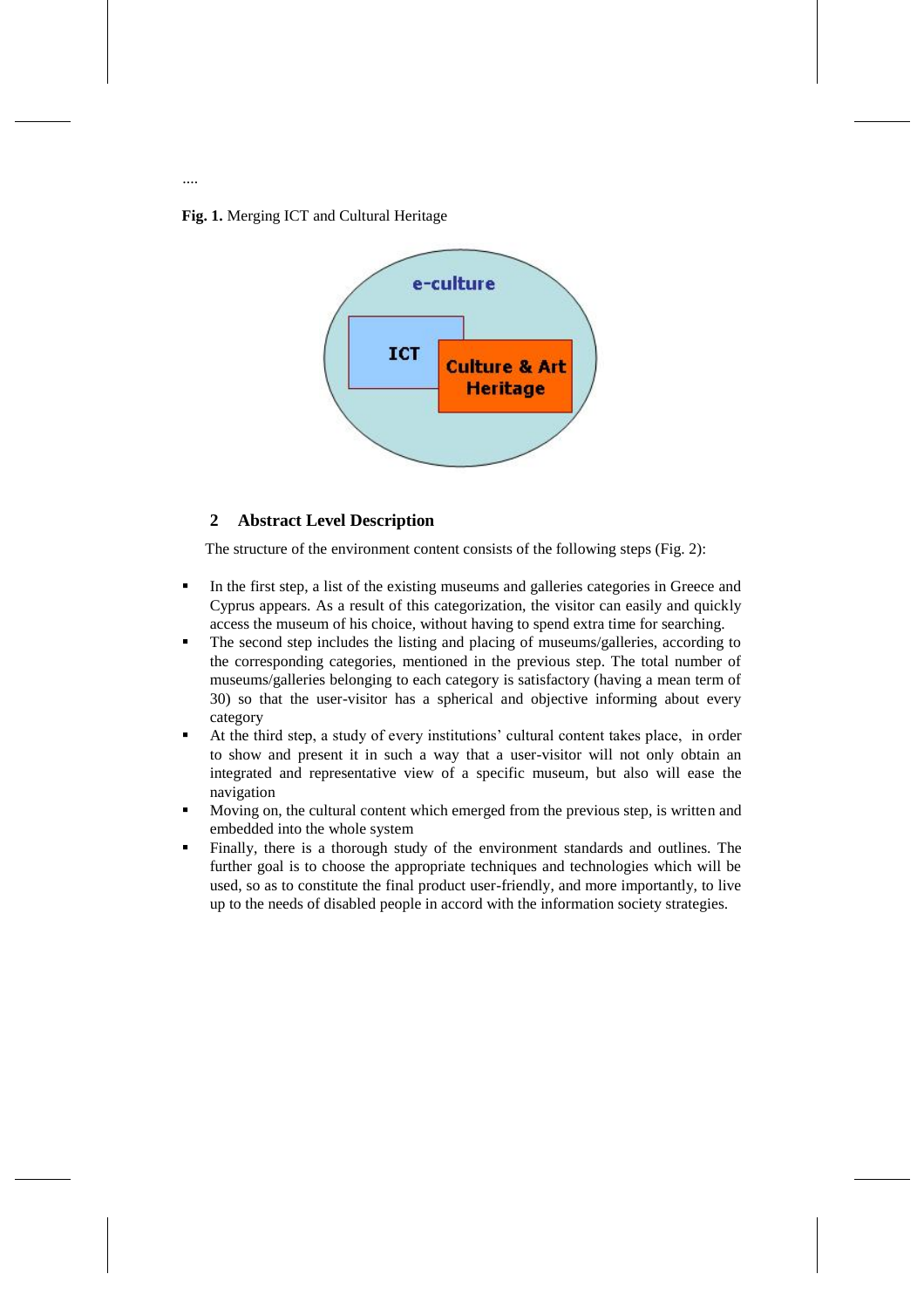....

**Fig. 1.** Merging ICT and Cultural Heritage

## 2 Abstract Level Description

The structure of the environment content consists of the following steps (Fig. 2):

- In the first step, a list of the existing museums and galleries categories in Greece and Cyprus appears. As a result of this categorization, the visitor can easily and quickly access the museum of his choice, without having to spend extra time for searching.
- The second step includes the listing and placing of museums/galleries, according to the corresponding categories, mentioned in the previous step. The total number of museums/galleries belonging to each category is satisfactory (having a mean term of 30) so that the user-visitor has a spherical and objective informing about every category
- At the third step, a study of every institutions' cultural content takes place, in order to show and present it in such a way that a user-visitor will not only obtain an integrated and representative view of a specific museum, but also will ease the navigation
- Moving on, the cultural content which emerged from the previous step, is written and embedded into the whole system
- Finally, there is a thorough study of the environment standards and outlines. The further goal is to choose the appropriate techniques and technologies which will be used, so as to constitute the final product user-friendly, and more importantly, to live up to the needs of disabled people in accord with the information society strategies.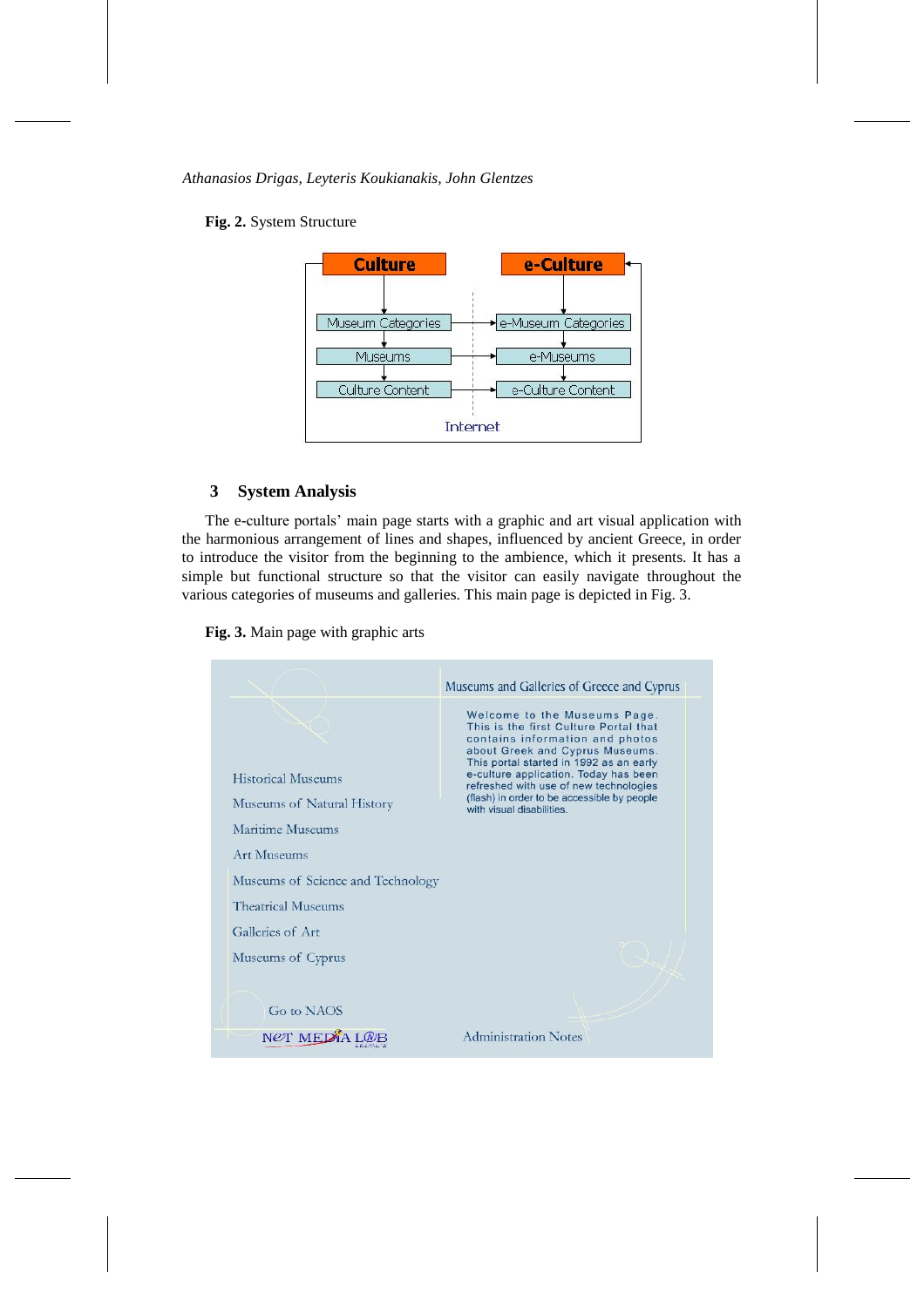**Fig. 2.** System Structure

## 3 System Analysis

The e-culture portals' main page starts with a graphic and art visual application with the harmonious arrangement of lines and shapes, influenced by ancient Greece, in order to introduce the visitor from the beginning to the ambience, which it presents. It has a simple but functional structure so that the visitor can easily navigate throughout the various categories of museums and galleries. This main page is depicted in Fig. 3.

**Fig. 3.** Main page with graphic arts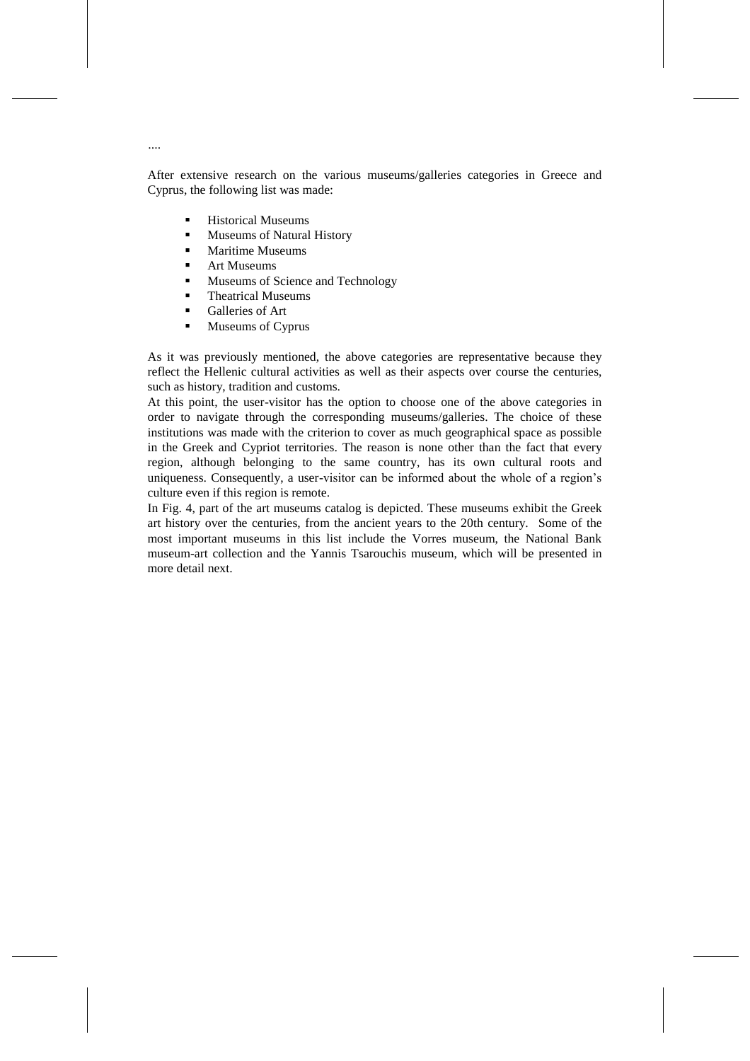....

After extensive research on the various museums/galleries categories in Greece and Cyprus, the following list was made:

- Historical Museums
- Museums of Natural History
- Maritime Museums
- Art Museums
- Museums of Science and Technology
- Theatrical Museums
- Galleries of Art
- Museums of Cyprus

As it was previously mentioned, the above categories are representative because they reflect the Hellenic cultural activities as well as their aspects over course the centuries, such as history, tradition and customs.

At this point, the user-visitor has the option to choose one of the above categories in order to navigate through the corresponding museums/galleries. The choice of these institutions was made with the criterion to cover as much geographical space as possible in the Greek and Cypriot territories. The reason is none other than the fact that every region, although belonging to the same country, has its own cultural roots and uniqueness. Consequently, a user-visitor can be informed about the whole of a region's culture even if this region is remote.

In Fig. 4, part of the art museums catalog is depicted. These museums exhibit the Greek art history over the centuries, from the ancient years to the 20th century. Some of the most important museums in this list include the Vorres museum, the National Bank museum-art collection and the Yannis Tsarouchis museum, which will be presented in more detail next.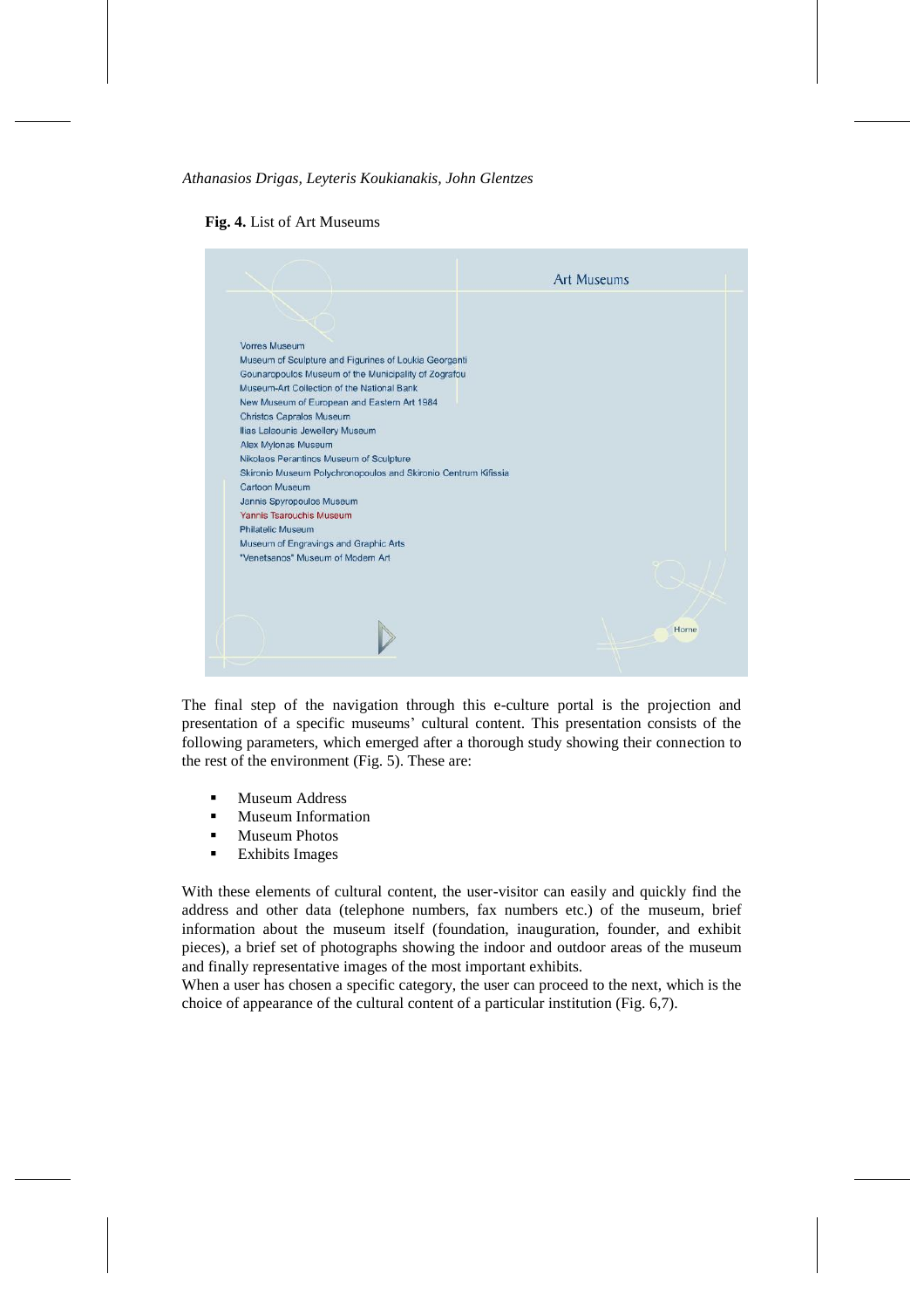**Fig. 4.** List of Art Museums

Art Museums

Vorres Museum
Museum of Sculpture and Figurines of Loukia Georganti
Gounaropoulos Museum of the Municipality of Zografou
Museum-Art Collection of the National Bank
New Museum of European and Eastern Art 1984
Christos Capralos Museum
Ilias Lalaounis Jewellery Museum
Alex Mylonas Museum
Nikolaos Perantinos Museum of Sculpture
Skironio Museum Polychronopoulos and Skironio Centrum Kifissia
Cartoon Museum
Jannis Spyropoulos Museum
Yannis Tsarouchis Museum
Philatelic Museum
Museum of Engravings and Graphic Arts
"Venetsanos" Museum of Modern Art

Home

The final step of the navigation through this e-culture portal is the projection and presentation of a specific museums' cultural content. This presentation consists of the following parameters, which emerged after a thorough study showing their connection to the rest of the environment (Fig. 5). These are:

- Museum Address
- Museum Information
- Museum Photos
- Exhibits Images

With these elements of cultural content, the user-visitor can easily and quickly find the address and other data (telephone numbers, fax numbers etc.) of the museum, brief information about the museum itself (foundation, inauguration, founder, and exhibit pieces), a brief set of photographs showing the indoor and outdoor areas of the museum and finally representative images of the most important exhibits.
When a user has chosen a specific category, the user can proceed to the next, which is the choice of appearance of the cultural content of a particular institution (Fig. 6,7).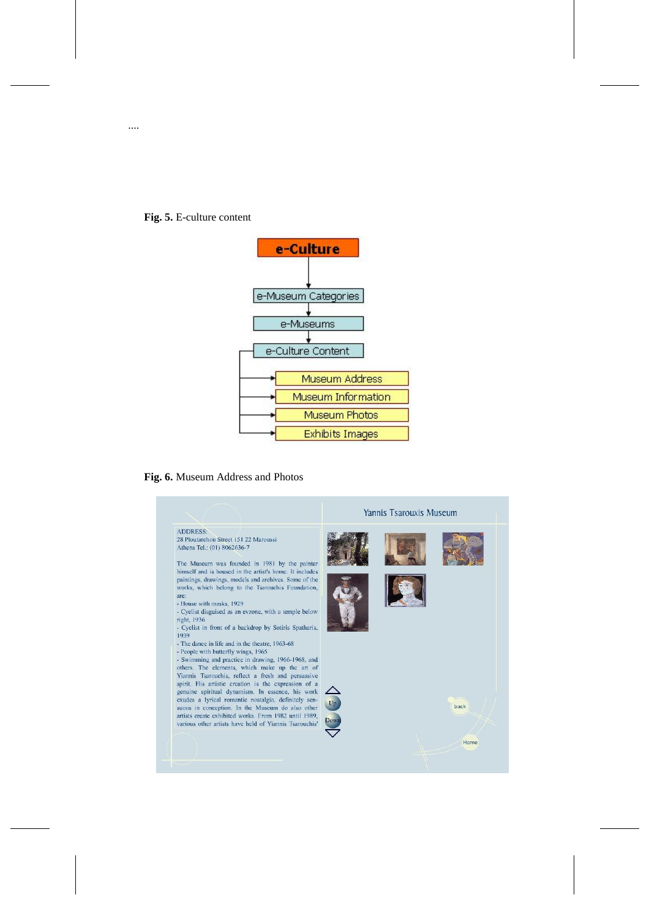....

**Fig. 5.** E-culture content

**Fig. 6.** Museum Address and Photos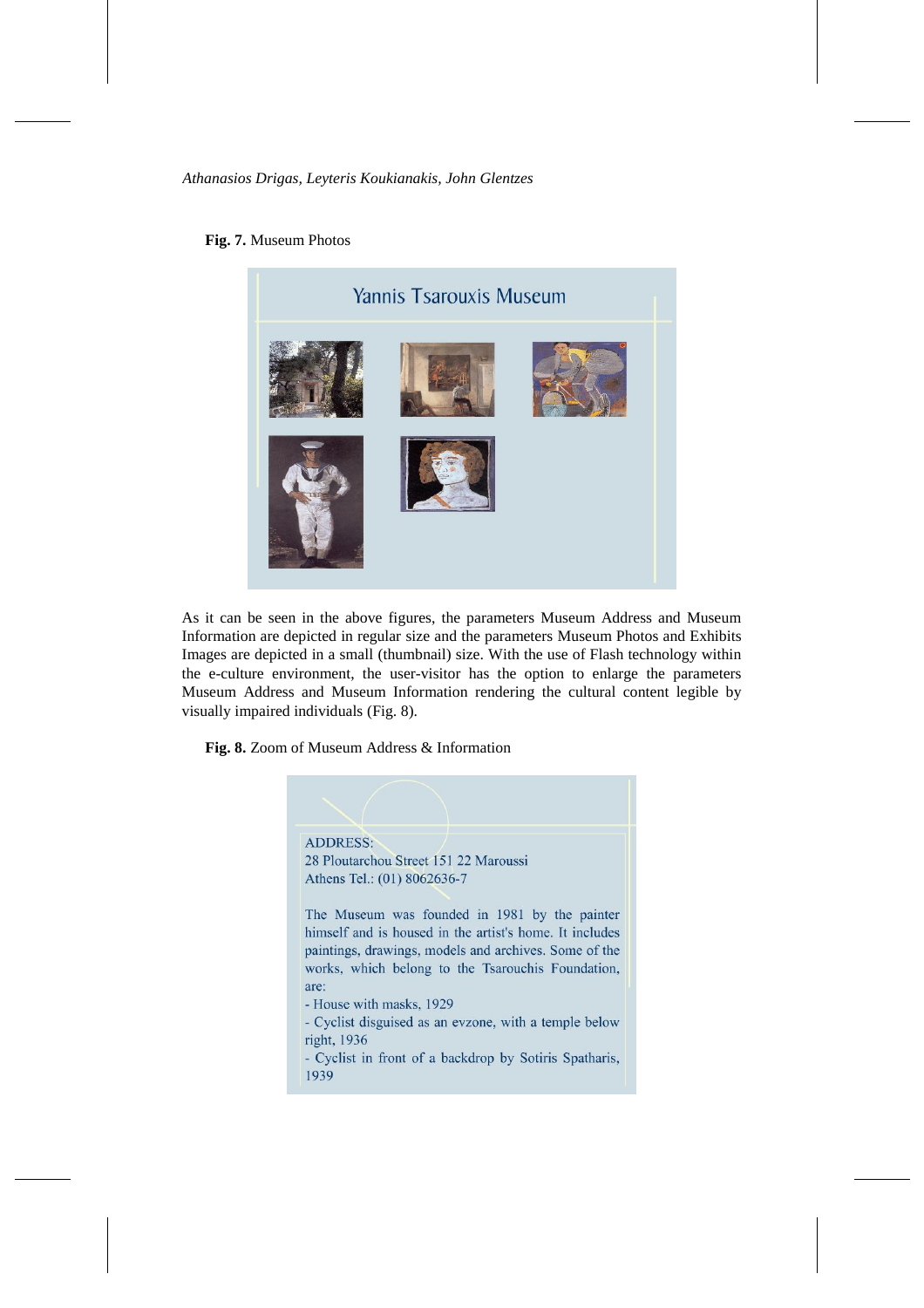**Fig. 7.** Museum Photos

As it can be seen in the above figures, the parameters Museum Address and Museum Information are depicted in regular size and the parameters Museum Photos and Exhibits Images are depicted in a small (thumbnail) size. With the use of Flash technology within the e-culture environment, the user-visitor has the option to enlarge the parameters Museum Address and Museum Information rendering the cultural content legible by visually impaired individuals (Fig. 8).

**Fig. 8.** Zoom of Museum Address & Information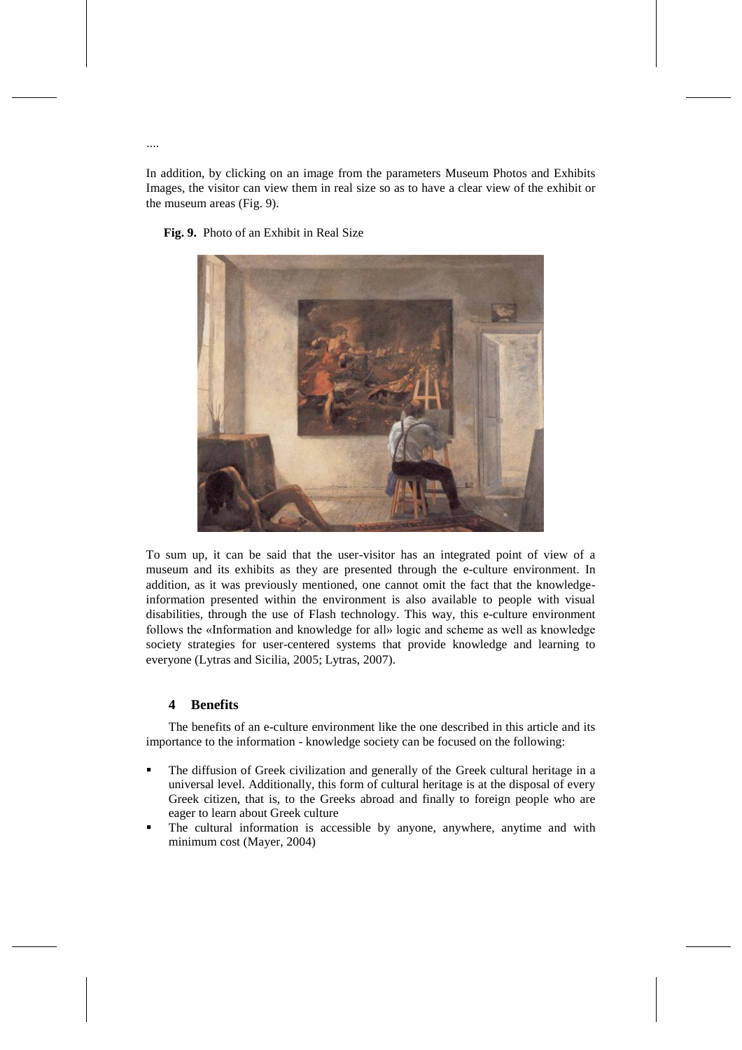....

In addition, by clicking on an image from the parameters Museum Photos and Exhibits Images, the visitor can view them in real size so as to have a clear view of the exhibit or the museum areas (Fig. 9).

**Fig. 9.** Photo of an Exhibit in Real Size

To sum up, it can be said that the user-visitor has an integrated point of view of a museum and its exhibits as they are presented through the e-culture environment. In addition, as it was previously mentioned, one cannot omit the fact that the knowledge-information presented within the environment is also available to people with visual disabilities, through the use of Flash technology. This way, this e-culture environment follows the «Information and knowledge for all» logic and scheme as well as knowledge society strategies for user-centered systems that provide knowledge and learning to everyone (Lytras and Sicilia, 2005; Lytras, 2007).

## 4 Benefits

The benefits of an e-culture environment like the one described in this article and its importance to the information - knowledge society can be focused on the following:

- The diffusion of Greek civilization and generally of the Greek cultural heritage in a universal level. Additionally, this form of cultural heritage is at the disposal of every Greek citizen, that is, to the Greeks abroad and finally to foreign people who are eager to learn about Greek culture
- The cultural information is accessible by anyone, anywhere, anytime and with minimum cost (Mayer, 2004)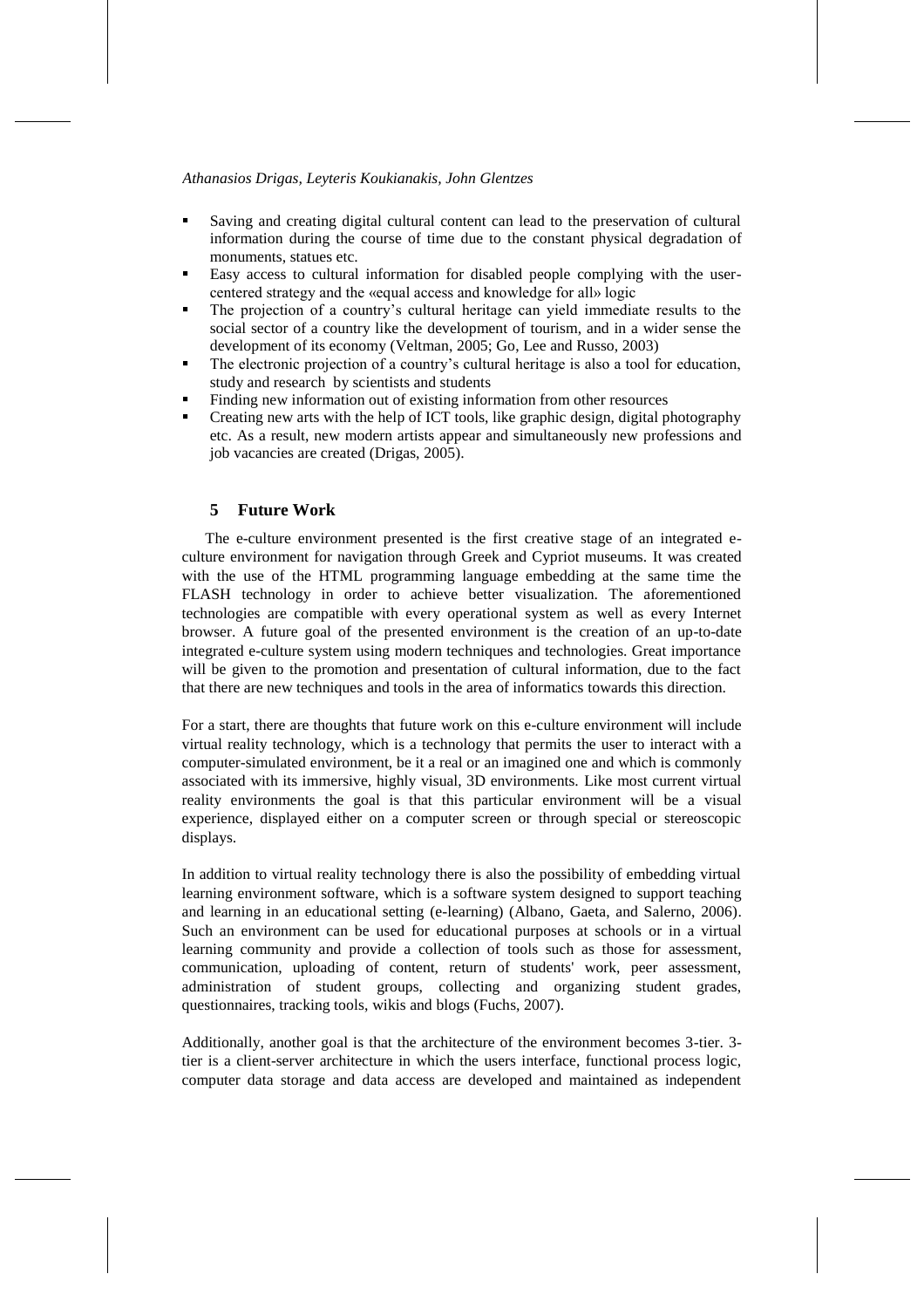- Saving and creating digital cultural content can lead to the preservation of cultural information during the course of time due to the constant physical degradation of monuments, statues etc.
- Easy access to cultural information for disabled people complying with the user-centered strategy and the «equal access and knowledge for all» logic
- The projection of a country's cultural heritage can yield immediate results to the social sector of a country like the development of tourism, and in a wider sense the development of its economy (Veltman, 2005; Go, Lee and Russo, 2003)
- The electronic projection of a country's cultural heritage is also a tool for education, study and research by scientists and students
- Finding new information out of existing information from other resources
- Creating new arts with the help of ICT tools, like graphic design, digital photography etc. As a result, new modern artists appear and simultaneously new professions and job vacancies are created (Drigas, 2005).

## 5 Future Work

The e-culture environment presented is the first creative stage of an integrated e-culture environment for navigation through Greek and Cypriot museums. It was created with the use of the HTML programming language embedding at the same time the FLASH technology in order to achieve better visualization. The aforementioned technologies are compatible with every operational system as well as every Internet browser. A future goal of the presented environment is the creation of an up-to-date integrated e-culture system using modern techniques and technologies. Great importance will be given to the promotion and presentation of cultural information, due to the fact that there are new techniques and tools in the area of informatics towards this direction.

For a start, there are thoughts that future work on this e-culture environment will include virtual reality technology, which is a technology that permits the user to interact with a computer-simulated environment, be it a real or an imagined one and which is commonly associated with its immersive, highly visual, 3D environments. Like most current virtual reality environments the goal is that this particular environment will be a visual experience, displayed either on a computer screen or through special or stereoscopic displays.

In addition to virtual reality technology there is also the possibility of embedding virtual learning environment software, which is a software system designed to support teaching and learning in an educational setting (e-learning) (Albano, Gaeta, and Salerno, 2006). Such an environment can be used for educational purposes at schools or in a virtual learning community and provide a collection of tools such as those for assessment, communication, uploading of content, return of students' work, peer assessment, administration of student groups, collecting and organizing student grades, questionnaires, tracking tools, wikis and blogs (Fuchs, 2007).

Additionally, another goal is that the architecture of the environment becomes 3-tier. 3-tier is a client-server architecture in which the users interface, functional process logic, computer data storage and data access are developed and maintained as independent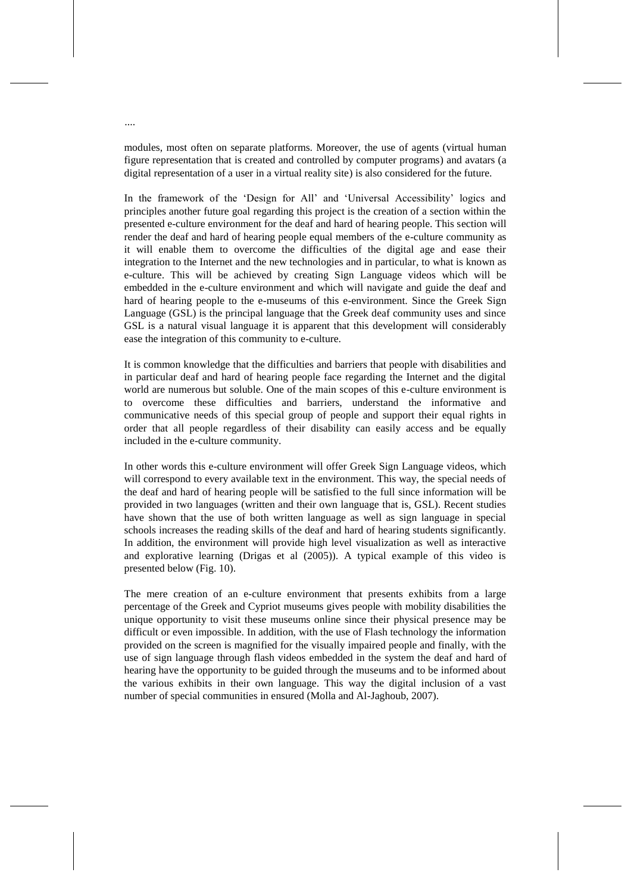....

modules, most often on separate platforms. Moreover, the use of agents (virtual human figure representation that is created and controlled by computer programs) and avatars (a digital representation of a user in a virtual reality site) is also considered for the future.

In the framework of the 'Design for All' and 'Universal Accessibility' logics and principles another future goal regarding this project is the creation of a section within the presented e-culture environment for the deaf and hard of hearing people. This section will render the deaf and hard of hearing people equal members of the e-culture community as it will enable them to overcome the difficulties of the digital age and ease their integration to the Internet and the new technologies and in particular, to what is known as e-culture. This will be achieved by creating Sign Language videos which will be embedded in the e-culture environment and which will navigate and guide the deaf and hard of hearing people to the e-museums of this e-environment. Since the Greek Sign Language (GSL) is the principal language that the Greek deaf community uses and since GSL is a natural visual language it is apparent that this development will considerably ease the integration of this community to e-culture.

It is common knowledge that the difficulties and barriers that people with disabilities and in particular deaf and hard of hearing people face regarding the Internet and the digital world are numerous but soluble. One of the main scopes of this e-culture environment is to overcome these difficulties and barriers, understand the informative and communicative needs of this special group of people and support their equal rights in order that all people regardless of their disability can easily access and be equally included in the e-culture community.

In other words this e-culture environment will offer Greek Sign Language videos, which will correspond to every available text in the environment. This way, the special needs of the deaf and hard of hearing people will be satisfied to the full since information will be provided in two languages (written and their own language that is, GSL). Recent studies have shown that the use of both written language as well as sign language in special schools increases the reading skills of the deaf and hard of hearing students significantly. In addition, the environment will provide high level visualization as well as interactive and explorative learning (Drigas et al (2005)). A typical example of this video is presented below (Fig. 10).

The mere creation of an e-culture environment that presents exhibits from a large percentage of the Greek and Cypriot museums gives people with mobility disabilities the unique opportunity to visit these museums online since their physical presence may be difficult or even impossible. In addition, with the use of Flash technology the information provided on the screen is magnified for the visually impaired people and finally, with the use of sign language through flash videos embedded in the system the deaf and hard of hearing have the opportunity to be guided through the museums and to be informed about the various exhibits in their own language. This way the digital inclusion of a vast number of special communities in ensured (Molla and Al-Jaghoub, 2007).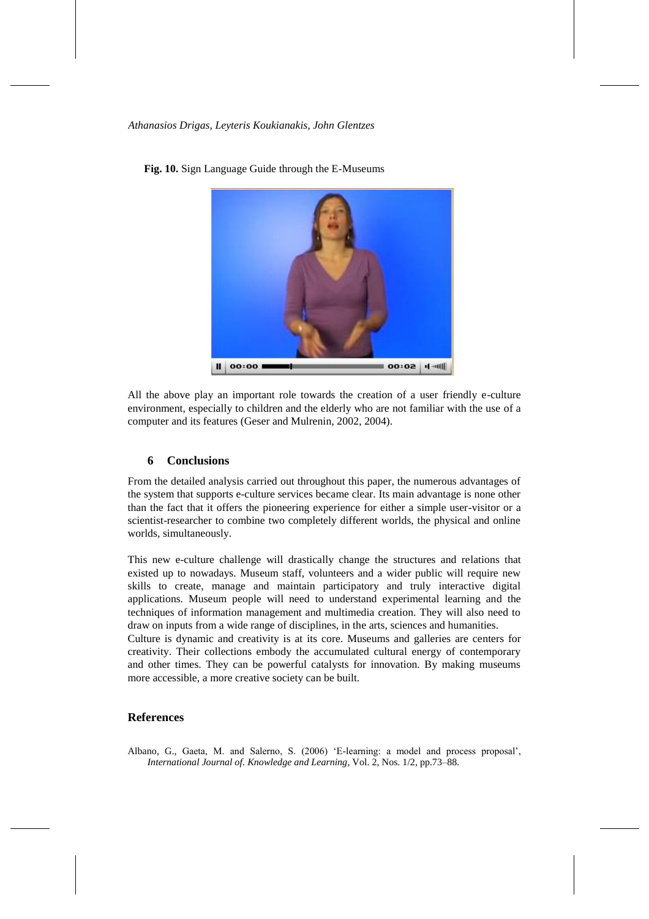**Fig. 10.** Sign Language Guide through the E-Museums

All the above play an important role towards the creation of a user friendly e-culture environment, especially to children and the elderly who are not familiar with the use of a computer and its features (Geser and Mulrenin, 2002, 2004).

## 6 Conclusions

From the detailed analysis carried out throughout this paper, the numerous advantages of the system that supports e-culture services became clear. Its main advantage is none other than the fact that it offers the pioneering experience for either a simple user-visitor or a scientist-researcher to combine two completely different worlds, the physical and online worlds, simultaneously.

This new e-culture challenge will drastically change the structures and relations that existed up to nowadays. Museum staff, volunteers and a wider public will require new skills to create, manage and maintain participatory and truly interactive digital applications. Museum people will need to understand experimental learning and the techniques of information management and multimedia creation. They will also need to draw on inputs from a wide range of disciplines, in the arts, sciences and humanities.
Culture is dynamic and creativity is at its core. Museums and galleries are centers for creativity. Their collections embody the accumulated cultural energy of contemporary and other times. They can be powerful catalysts for innovation. By making museums more accessible, a more creative society can be built.

## References

Albano, G., Gaeta, M. and Salerno, S. (2006) 'E-learning: a model and process proposal', *International Journal of. Knowledge and Learning*, Vol. 2, Nos. 1/2, pp.73–88.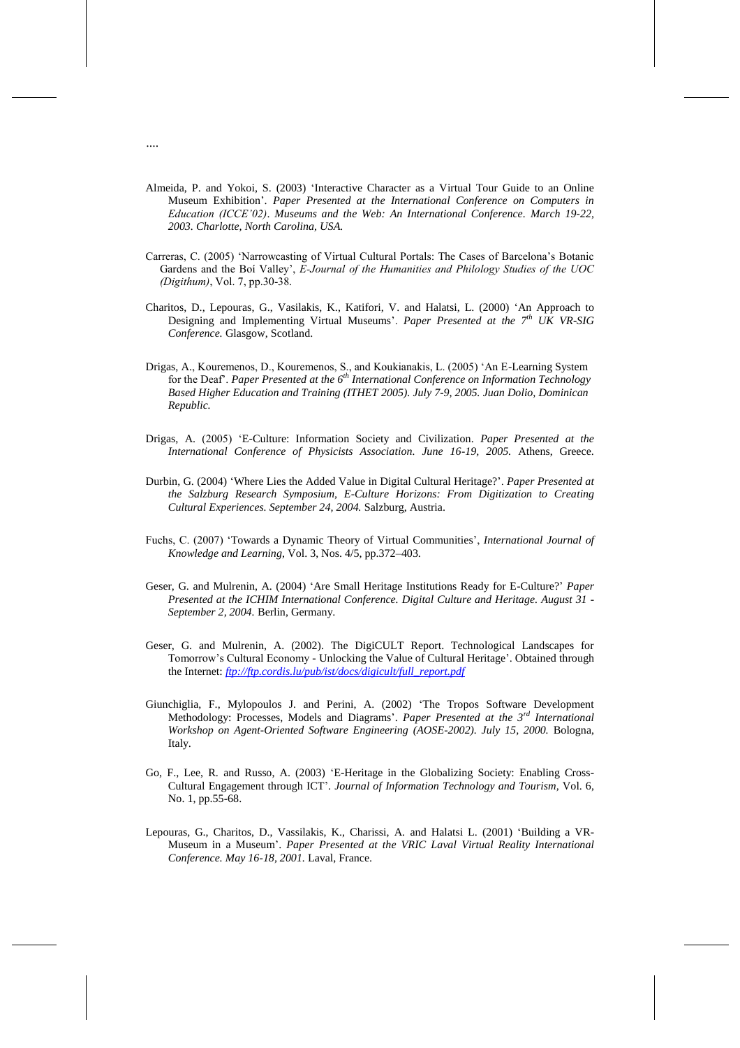....

Almeida, P. and Yokoi, S. (2003) 'Interactive Character as a Virtual Tour Guide to an Online Museum Exhibition'. *Paper Presented at the International Conference on Computers in Education (ICCE'02)*. *Museums and the Web: An International Conference. March 19-22, 2003. Charlotte, North Carolina, USA.*

Carreras, C. (2005) 'Narrowcasting of Virtual Cultural Portals: The Cases of Barcelona's Botanic Gardens and the Boí Valley', *E-Journal of the Humanities and Philology Studies of the UOC (Digithum)*, Vol. 7, pp.30-38.

Charitos, D., Lepouras, G., Vasilakis, K., Katifori, V. and Halatsi, L. (2000) 'An Approach to Designing and Implementing Virtual Museums'. *Paper Presented at the 7th UK VR-SIG Conference.* Glasgow, Scotland.

Drigas, A., Kouremenos, D., Kouremenos, S., and Koukianakis, L. (2005) 'An E-Learning System for the Deaf'. *Paper Presented at the 6th International Conference on Information Technology Based Higher Education and Training (ITHET 2005). July 7-9, 2005. Juan Dolio, Dominican Republic.*

Drigas, A. (2005) 'E-Culture: Information Society and Civilization. *Paper Presented at the International Conference of Physicists Association. June 16-19, 2005.* Athens, Greece.

Durbin, G. (2004) 'Where Lies the Added Value in Digital Cultural Heritage?'. *Paper Presented at the Salzburg Research Symposium, E-Culture Horizons: From Digitization to Creating Cultural Experiences. September 24, 2004.* Salzburg, Austria.

Fuchs, C. (2007) 'Towards a Dynamic Theory of Virtual Communities', *International Journal of Knowledge and Learning*, Vol. 3, Nos. 4/5, pp.372–403.

Geser, G. and Mulrenin, A. (2004) 'Are Small Heritage Institutions Ready for E-Culture?' *Paper Presented at the ICHIM International Conference. Digital Culture and Heritage. August 31 - September 2, 2004.* Berlin, Germany.

Geser, G. and Mulrenin, A. (2002). The DigiCULT Report. Technological Landscapes for Tomorrow's Cultural Economy - Unlocking the Value of Cultural Heritage'. Obtained through the Internet: ftp://ftp.cordis.lu/pub/ist/docs/digicult/full_report.pdf

Giunchiglia, F., Mylopoulos J. and Perini, A. (2002) 'The Tropos Software Development Methodology: Processes, Models and Diagrams'. *Paper Presented at the 3rd International Workshop on Agent-Oriented Software Engineering (AOSE-2002). July 15, 2000.* Bologna, Italy.

Go, F., Lee, R. and Russo, A. (2003) 'E-Heritage in the Globalizing Society: Enabling Cross-Cultural Engagement through ICT'. *Journal of Information Technology and Tourism*, Vol. 6, No. 1, pp.55-68.

Lepouras, G., Charitos, D., Vassilakis, K., Charissi, A. and Halatsi L. (2001) 'Building a VR-Museum in a Museum'. *Paper Presented at the VRIC Laval Virtual Reality International Conference. May 16-18, 2001.* Laval, France.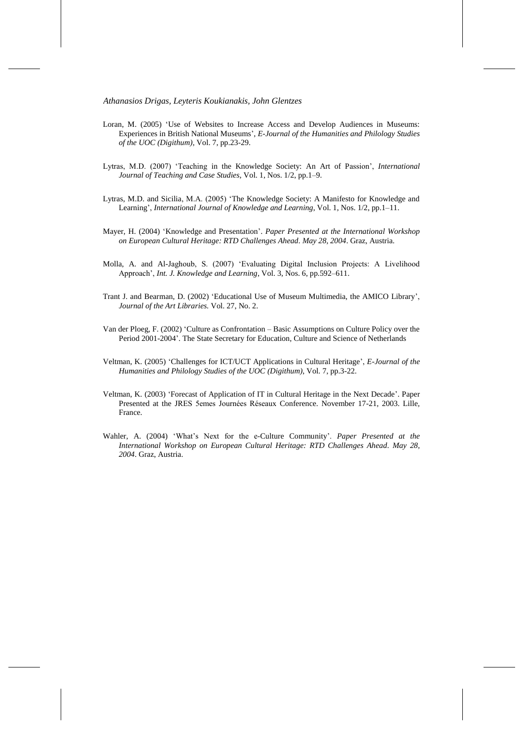Loran, M. (2005) 'Use of Websites to Increase Access and Develop Audiences in Museums: Experiences in British National Museums', *E-Journal of the Humanities and Philology Studies of the UOC (Digithum)*, Vol. 7, pp.23-29.

Lytras, M.D. (2007) 'Teaching in the Knowledge Society: An Art of Passion', *International Journal of Teaching and Case Studies*, Vol. 1, Nos. 1/2, pp.1–9.

Lytras, M.D. and Sicilia, M.A. (2005) 'The Knowledge Society: A Manifesto for Knowledge and Learning', *International Journal of Knowledge and Learning*, Vol. 1, Nos. 1/2, pp.1–11.

Mayer, H. (2004) 'Knowledge and Presentation'. *Paper Presented at the International Workshop on European Cultural Heritage: RTD Challenges Ahead. May 28, 2004*. Graz, Austria.

Molla, A. and Al-Jaghoub, S. (2007) 'Evaluating Digital Inclusion Projects: A Livelihood Approach', *Int. J. Knowledge and Learning*, Vol. 3, Nos. 6, pp.592–611.

Trant J. and Bearman, D. (2002) 'Educational Use of Museum Multimedia, the AMICO Library', *Journal of the Art Libraries.* Vol. 27, No. 2.

Van der Ploeg, F. (2002) 'Culture as Confrontation – Basic Assumptions on Culture Policy over the Period 2001-2004'. The State Secretary for Education, Culture and Science of Netherlands

Veltman, K. (2005) 'Challenges for ICT/UCT Applications in Cultural Heritage', *E-Journal of the Humanities and Philology Studies of the UOC (Digithum)*, Vol. 7, pp.3-22.

Veltman, K. (2003) 'Forecast of Application of IT in Cultural Heritage in the Next Decade'. Paper Presented at the JRES 5emes Journées Réseaux Conference. November 17-21, 2003. Lille, France.

Wahler, A. (2004) 'What's Next for the e-Culture Community'. *Paper Presented at the International Workshop on European Cultural Heritage: RTD Challenges Ahead. May 28, 2004*. Graz, Austria.